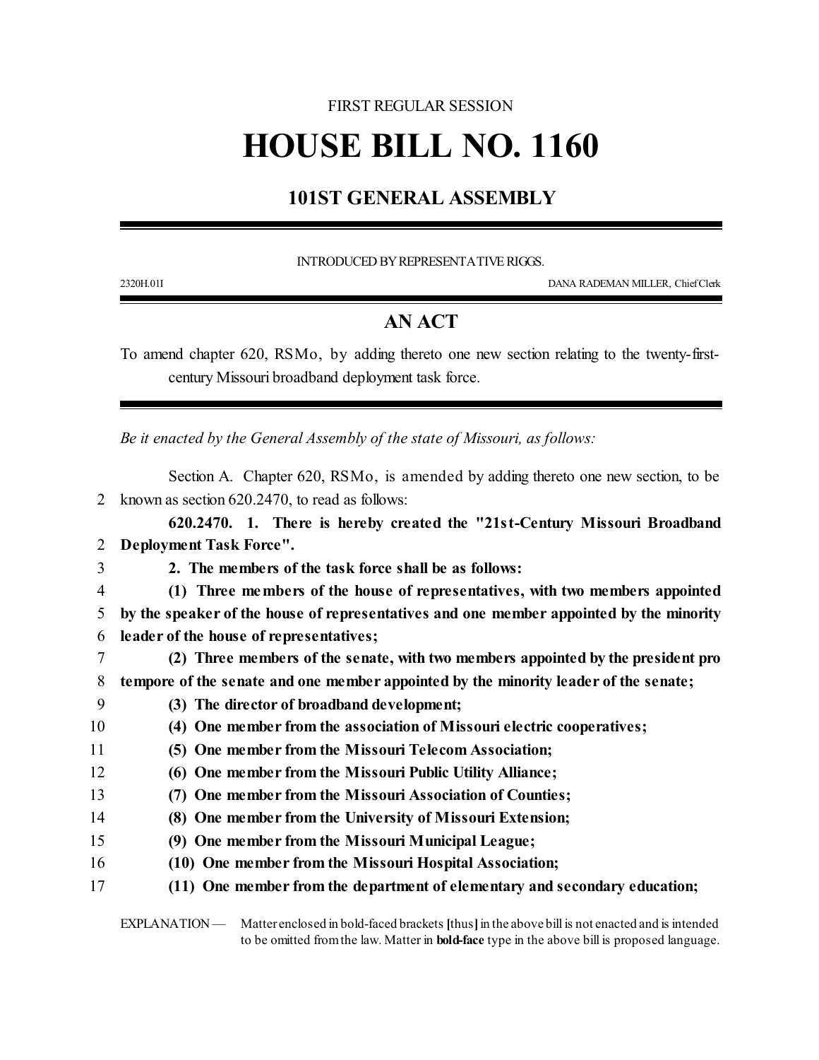FIRST REGULAR SESSION

# HOUSE BILL NO. 1160

## 101ST GENERAL ASSEMBLY

INTRODUCED BY REPRESENTATIVE RIGGS.

2320H.01I DANA RADEMAN MILLER, Chief Clerk

## AN ACT

To amend chapter 620, RSMo, by adding thereto one new section relating to the twenty-first-century Missouri broadband deployment task force.

*Be it enacted by the General Assembly of the state of Missouri, as follows:*

Section A. Chapter 620, RSMo, is amended by adding thereto one new section, to be known as section 620.2470, to read as follows:

**620.2470. 1. There is hereby created the "21st-Century Missouri Broadband Deployment Task Force".**

**2. The members of the task force shall be as follows:**

**(1) Three members of the house of representatives, with two members appointed by the speaker of the house of representatives and one member appointed by the minority leader of the house of representatives;**

**(2) Three members of the senate, with two members appointed by the president pro tempore of the senate and one member appointed by the minority leader of the senate;**

**(3) The director of broadband development;**

**(4) One member from the association of Missouri electric cooperatives;**

**(5) One member from the Missouri Telecom Association;**

**(6) One member from the Missouri Public Utility Alliance;**

**(7) One member from the Missouri Association of Counties;**

**(8) One member from the University of Missouri Extension;**

**(9) One member from the Missouri Municipal League;**

**(10) One member from the Missouri Hospital Association;**

**(11) One member from the department of elementary and secondary education;**

EXPLANATION — Matter enclosed in bold-faced brackets **[**thus**]** in the above bill is not enacted and is intended to be omitted from the law. Matter in **bold-face** type in the above bill is proposed language.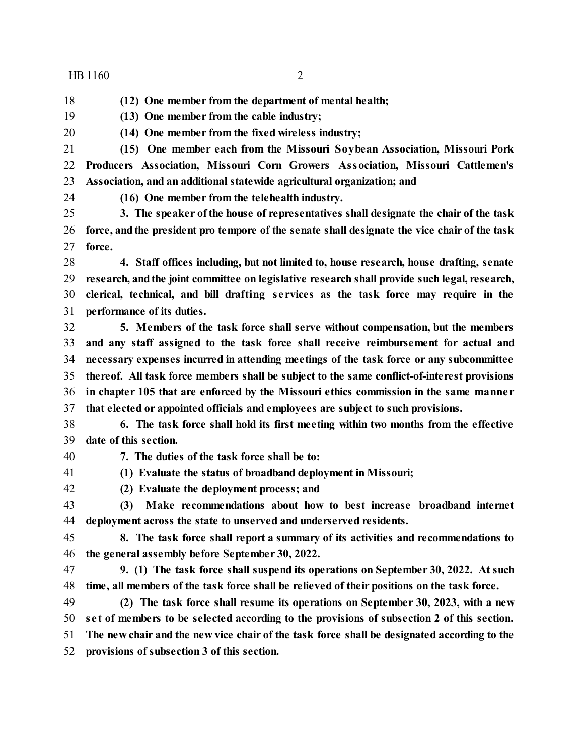**(12) One member from the department of mental health;**

**(13) One member from the cable industry;**

**(14) One member from the fixed wireless industry;**

**(15) One member each from the Missouri Soybean Association, Missouri Pork Producers Association, Missouri Corn Growers Association, Missouri Cattlemen's Association, and an additional statewide agricultural organization; and**

**(16) One member from the telehealth industry.**

**3. The speaker of the house of representatives shall designate the chair of the task force, and the president pro tempore of the senate shall designate the vice chair of the task force.**

**4. Staff offices including, but not limited to, house research, house drafting, senate research, and the joint committee on legislative research shall provide such legal, research, clerical, technical, and bill drafting services as the task force may require in the performance of its duties.**

**5. Members of the task force shall serve without compensation, but the members and any staff assigned to the task force shall receive reimbursement for actual and necessary expenses incurred in attending meetings of the task force or any subcommittee thereof. All task force members shall be subject to the same conflict-of-interest provisions in chapter 105 that are enforced by the Missouri ethics commission in the same manner that elected or appointed officials and employees are subject to such provisions.**

**6. The task force shall hold its first meeting within two months from the effective date of this section.**

**7. The duties of the task force shall be to:**

**(1) Evaluate the status of broadband deployment in Missouri;**

**(2) Evaluate the deployment process; and**

**(3) Make recommendations about how to best increase broadband internet deployment across the state to unserved and underserved residents.**

**8. The task force shall report a summary of its activities and recommendations to the general assembly before September 30, 2022.**

**9. (1) The task force shall suspend its operations on September 30, 2022. At such time, all members of the task force shall be relieved of their positions on the task force.**

**(2) The task force shall resume its operations on September 30, 2023, with a new set of members to be selected according to the provisions of subsection 2 of this section. The new chair and the new vice chair of the task force shall be designated according to the provisions of subsection 3 of this section.**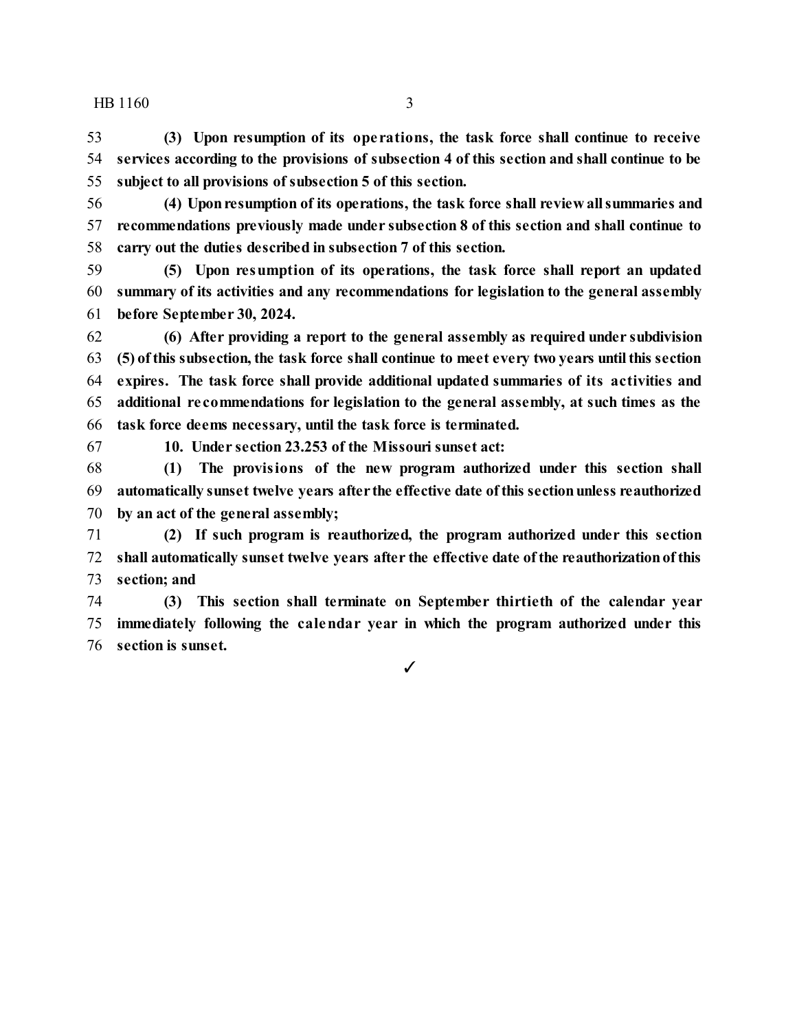**(3) Upon resumption of its operations, the task force shall continue to receive services according to the provisions of subsection 4 of this section and shall continue to be subject to all provisions of subsection 5 of this section.**

**(4) Upon resumption of its operations, the task force shall review all summaries and recommendations previously made under subsection 8 of this section and shall continue to carry out the duties described in subsection 7 of this section.**

**(5) Upon resumption of its operations, the task force shall report an updated summary of its activities and any recommendations for legislation to the general assembly before September 30, 2024.**

**(6) After providing a report to the general assembly as required under subdivision (5) of this subsection, the task force shall continue to meet every two years until this section expires. The task force shall provide additional updated summaries of its activities and additional recommendations for legislation to the general assembly, at such times as the task force deems necessary, until the task force is terminated.**

**10. Under section 23.253 of the Missouri sunset act:**

**(1) The provisions of the new program authorized under this section shall automatically sunset twelve years after the effective date of this section unless reauthorized by an act of the general assembly;**

**(2) If such program is reauthorized, the program authorized under this section shall automatically sunset twelve years after the effective date of the reauthorization of this section; and**

**(3) This section shall terminate on September thirtieth of the calendar year immediately following the calendar year in which the program authorized under this section is sunset.**

✓